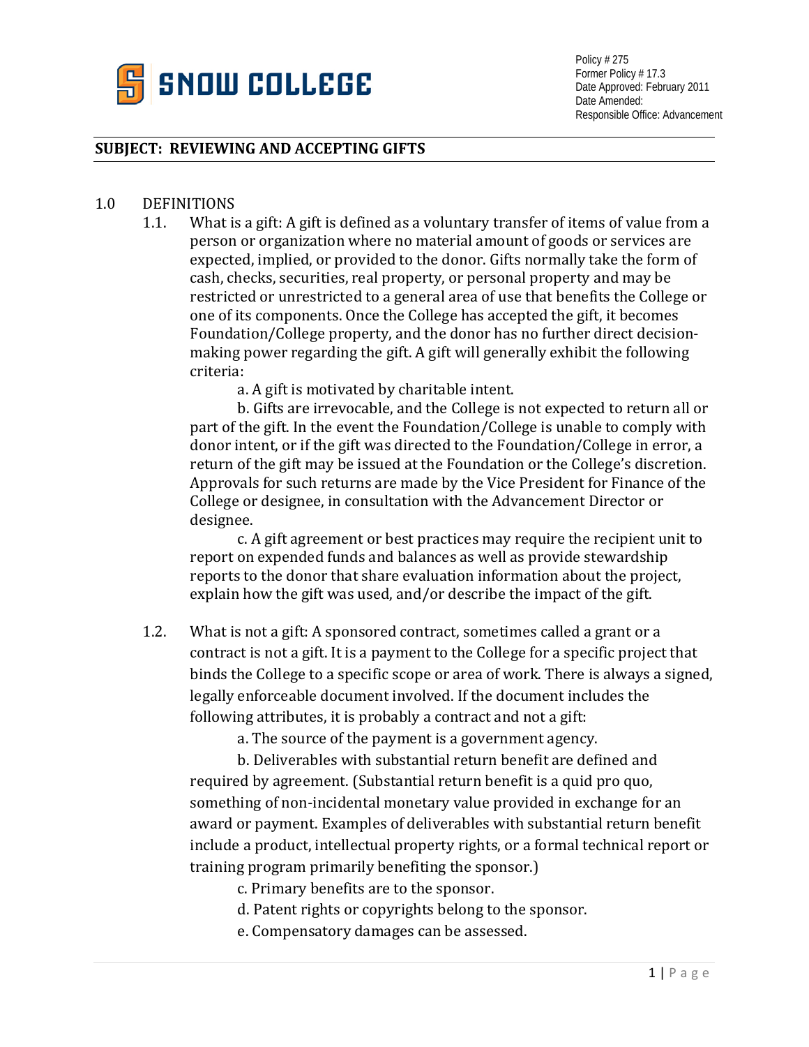Policy # 275
Former Policy # 17.3
Date Approved: February 2011
Date Amended:
Responsible Office: Advancement

## SUBJECT: REVIEWING AND ACCEPTING GIFTS

1.0 DEFINITIONS

1.1. What is a gift: A gift is defined as a voluntary transfer of items of value from a person or organization where no material amount of goods or services are expected, implied, or provided to the donor. Gifts normally take the form of cash, checks, securities, real property, or personal property and may be restricted or unrestricted to a general area of use that benefits the College or one of its components. Once the College has accepted the gift, it becomes Foundation/College property, and the donor has no further direct decision-making power regarding the gift. A gift will generally exhibit the following criteria:

a. A gift is motivated by charitable intent.

b. Gifts are irrevocable, and the College is not expected to return all or part of the gift. In the event the Foundation/College is unable to comply with donor intent, or if the gift was directed to the Foundation/College in error, a return of the gift may be issued at the Foundation or the College's discretion. Approvals for such returns are made by the Vice President for Finance of the College or designee, in consultation with the Advancement Director or designee.

c. A gift agreement or best practices may require the recipient unit to report on expended funds and balances as well as provide stewardship reports to the donor that share evaluation information about the project, explain how the gift was used, and/or describe the impact of the gift.

1.2. What is not a gift: A sponsored contract, sometimes called a grant or a contract is not a gift. It is a payment to the College for a specific project that binds the College to a specific scope or area of work. There is always a signed, legally enforceable document involved. If the document includes the following attributes, it is probably a contract and not a gift:

a. The source of the payment is a government agency.

b. Deliverables with substantial return benefit are defined and required by agreement. (Substantial return benefit is a quid pro quo, something of non-incidental monetary value provided in exchange for an award or payment. Examples of deliverables with substantial return benefit include a product, intellectual property rights, or a formal technical report or training program primarily benefiting the sponsor.)

c. Primary benefits are to the sponsor.

d. Patent rights or copyrights belong to the sponsor.

e. Compensatory damages can be assessed.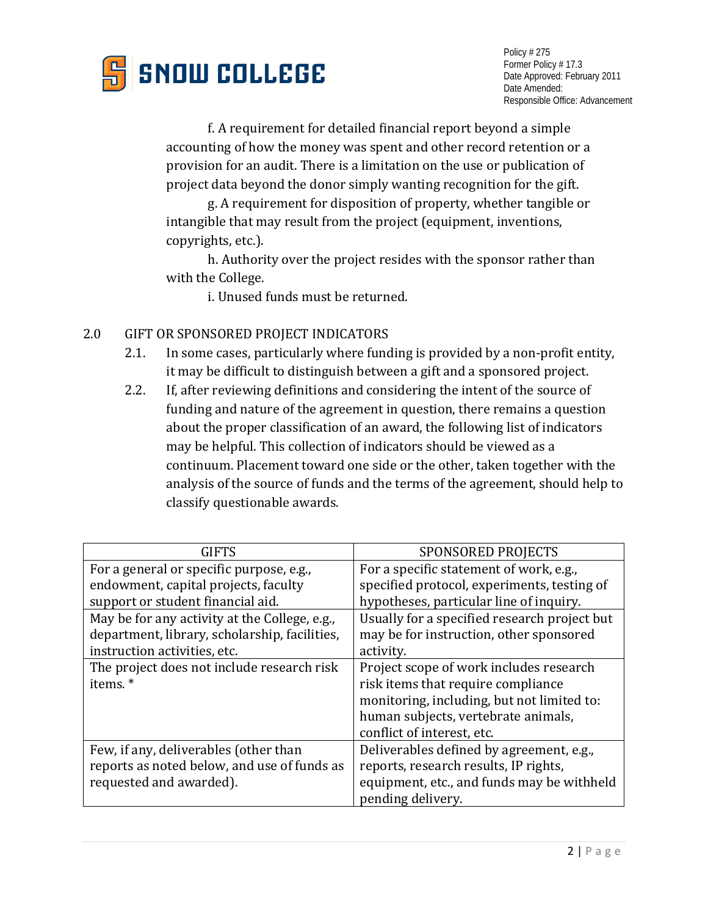f. A requirement for detailed financial report beyond a simple accounting of how the money was spent and other record retention or a provision for an audit. There is a limitation on the use or publication of project data beyond the donor simply wanting recognition for the gift.

g. A requirement for disposition of property, whether tangible or intangible that may result from the project (equipment, inventions, copyrights, etc.).

h. Authority over the project resides with the sponsor rather than with the College.

i. Unused funds must be returned.

## 2.0 GIFT OR SPONSORED PROJECT INDICATORS

2.1. In some cases, particularly where funding is provided by a non-profit entity, it may be difficult to distinguish between a gift and a sponsored project.

2.2. If, after reviewing definitions and considering the intent of the source of funding and nature of the agreement in question, there remains a question about the proper classification of an award, the following list of indicators may be helpful. This collection of indicators should be viewed as a continuum. Placement toward one side or the other, taken together with the analysis of the source of funds and the terms of the agreement, should help to classify questionable awards.

| GIFTS | SPONSORED PROJECTS |
| --- | --- |
| For a general or specific purpose, e.g., endowment, capital projects, faculty support or student financial aid. | For a specific statement of work, e.g., specified protocol, experiments, testing of hypotheses, particular line of inquiry. |
| May be for any activity at the College, e.g., department, library, scholarship, facilities, instruction activities, etc. | Usually for a specified research project but may be for instruction, other sponsored activity. |
| The project does not include research risk items. * | Project scope of work includes research risk items that require compliance monitoring, including, but not limited to: human subjects, vertebrate animals, conflict of interest, etc. |
| Few, if any, deliverables (other than reports as noted below, and use of funds as requested and awarded). | Deliverables defined by agreement, e.g., reports, research results, IP rights, equipment, etc., and funds may be withheld pending delivery. |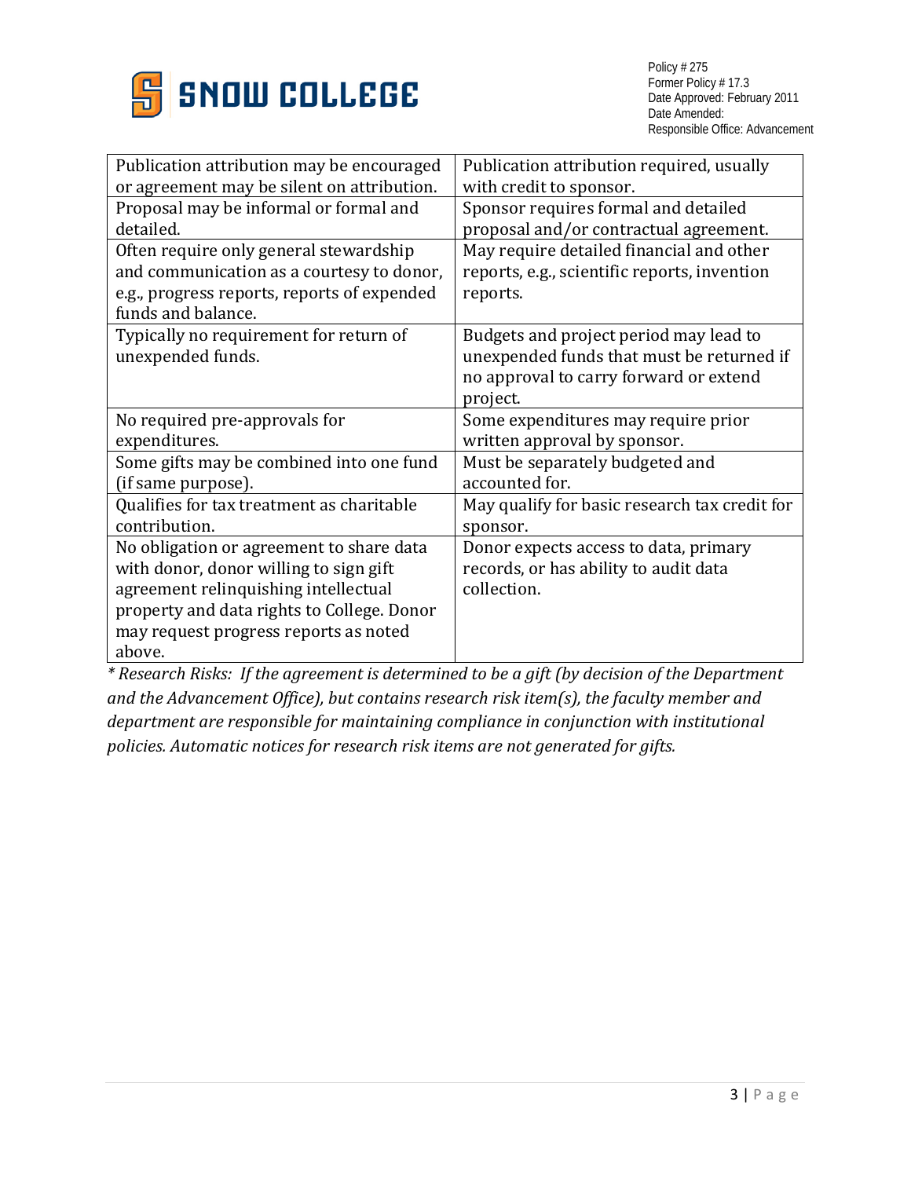| | |
|---|---|
| Publication attribution may be encouraged or agreement may be silent on attribution. | Publication attribution required, usually with credit to sponsor. |
| Proposal may be informal or formal and detailed. | Sponsor requires formal and detailed proposal and/or contractual agreement. |
| Often require only general stewardship and communication as a courtesy to donor, e.g., progress reports, reports of expended funds and balance. | May require detailed financial and other reports, e.g., scientific reports, invention reports. |
| Typically no requirement for return of unexpended funds. | Budgets and project period may lead to unexpended funds that must be returned if no approval to carry forward or extend project. |
| No required pre-approvals for expenditures. | Some expenditures may require prior written approval by sponsor. |
| Some gifts may be combined into one fund (if same purpose). | Must be separately budgeted and accounted for. |
| Qualifies for tax treatment as charitable contribution. | May qualify for basic research tax credit for sponsor. |
| No obligation or agreement to share data with donor, donor willing to sign gift agreement relinquishing intellectual property and data rights to College. Donor may request progress reports as noted above. | Donor expects access to data, primary records, or has ability to audit data collection. |

*\* Research Risks: If the agreement is determined to be a gift (by decision of the Department and the Advancement Office), but contains research risk item(s), the faculty member and department are responsible for maintaining compliance in conjunction with institutional policies. Automatic notices for research risk items are not generated for gifts.*